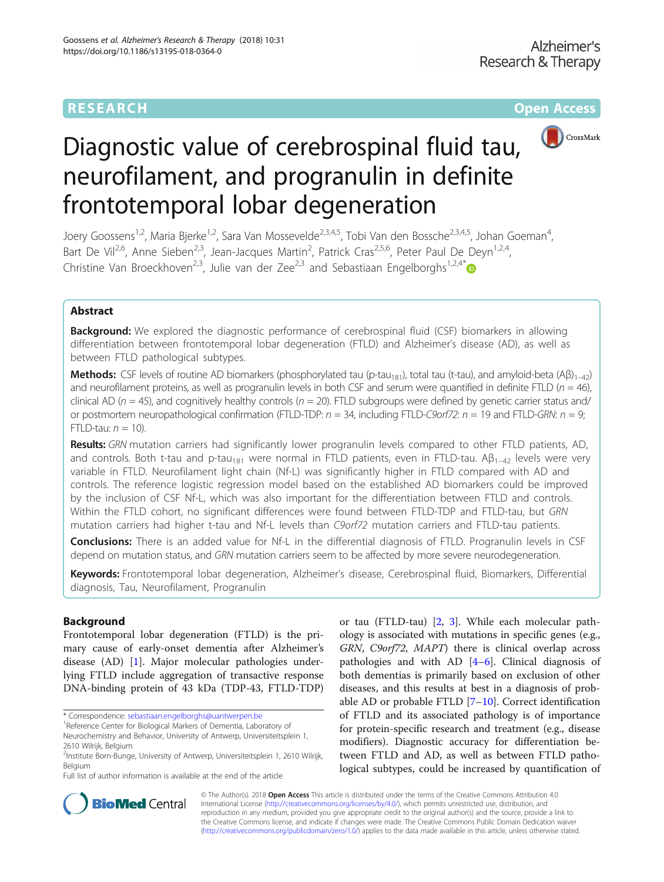RESEARCH

Open Access

# Diagnostic value of cerebrospinal fluid tau, neurofilament, and progranulin in definite frontotemporal lobar degeneration

Joery Goossens[1,2], Maria Bjerke[1,2], Sara Van Mossevelde[2,3,4,5], Tobi Van den Bossche[2,3,4,5], Johan Goeman[4], Bart De Vil[2,6], Anne Sieben[2,3], Jean-Jacques Martin[2], Patrick Cras[2,5,6], Peter Paul De Deyn[1,2,4], Christine Van Broeckhoven[2,3], Julie van der Zee[2,3] and Sebastiaan Engelborghs[1,2,4*]

## Abstract

**Background:** We explored the diagnostic performance of cerebrospinal fluid (CSF) biomarkers in allowing differentiation between frontotemporal lobar degeneration (FTLD) and Alzheimer's disease (AD), as well as between FTLD pathological subtypes.

**Methods:** CSF levels of routine AD biomarkers (phosphorylated tau (p-tau$_{181}$), total tau (t-tau), and amyloid-beta (Aβ)$_{1-42}$) and neurofilament proteins, as well as progranulin levels in both CSF and serum were quantified in definite FTLD ($n$ = 46), clinical AD ($n$ = 45), and cognitively healthy controls ($n$ = 20). FTLD subgroups were defined by genetic carrier status and/or postmortem neuropathological confirmation (FTLD-TDP: $n$ = 34, including FTLD-*C9orf72*: $n$ = 19 and FTLD-*GRN*: $n$ = 9; FTLD-tau: $n$ = 10).

**Results:** *GRN* mutation carriers had significantly lower progranulin levels compared to other FTLD patients, AD, and controls. Both t-tau and p-tau$_{181}$ were normal in FTLD patients, even in FTLD-tau. Aβ$_{1-42}$ levels were very variable in FTLD. Neurofilament light chain (Nf-L) was significantly higher in FTLD compared with AD and controls. The reference logistic regression model based on the established AD biomarkers could be improved by the inclusion of CSF Nf-L, which was also important for the differentiation between FTLD and controls. Within the FTLD cohort, no significant differences were found between FTLD-TDP and FTLD-tau, but *GRN* mutation carriers had higher t-tau and Nf-L levels than *C9orf72* mutation carriers and FTLD-tau patients.

**Conclusions:** There is an added value for Nf-L in the differential diagnosis of FTLD. Progranulin levels in CSF depend on mutation status, and *GRN* mutation carriers seem to be affected by more severe neurodegeneration.

**Keywords:** Frontotemporal lobar degeneration, Alzheimer's disease, Cerebrospinal fluid, Biomarkers, Differential diagnosis, Tau, Neurofilament, Progranulin

## Background

Frontotemporal lobar degeneration (FTLD) is the primary cause of early-onset dementia after Alzheimer's disease (AD) [1]. Major molecular pathologies underlying FTLD include aggregation of transactive response DNA-binding protein of 43 kDa (TDP-43, FTLD-TDP) or tau (FTLD-tau) [2, 3]. While each molecular pathology is associated with mutations in specific genes (e.g., *GRN*, *C9orf72*, *MAPT*) there is clinical overlap across pathologies and with AD [4–6]. Clinical diagnosis of both dementias is primarily based on exclusion of other diseases, and this results at best in a diagnosis of probable AD or probable FTLD [7–10]. Correct identification of FTLD and its associated pathology is of importance for protein-specific research and treatment (e.g., disease modifiers). Diagnostic accuracy for differentiation between FTLD and AD, as well as between FTLD pathological subtypes, could be increased by quantification of

\* Correspondence: sebastiaan.engelborghs@uantwerpen.be
[1]Reference Center for Biological Markers of Dementia, Laboratory of Neurochemistry and Behavior, University of Antwerp, Universiteitsplein 1, 2610 Wilrijk, Belgium
[2]Institute Born-Bunge, University of Antwerp, Universiteitsplein 1, 2610 Wilrijk, Belgium
Full list of author information is available at the end of the article

© The Author(s). 2018 **Open Access** This article is distributed under the terms of the Creative Commons Attribution 4.0 International License (http://creativecommons.org/licenses/by/4.0/), which permits unrestricted use, distribution, and reproduction in any medium, provided you give appropriate credit to the original author(s) and the source, provide a link to the Creative Commons license, and indicate if changes were made. The Creative Commons Public Domain Dedication waiver (http://creativecommons.org/publicdomain/zero/1.0/) applies to the data made available in this article, unless otherwise stated.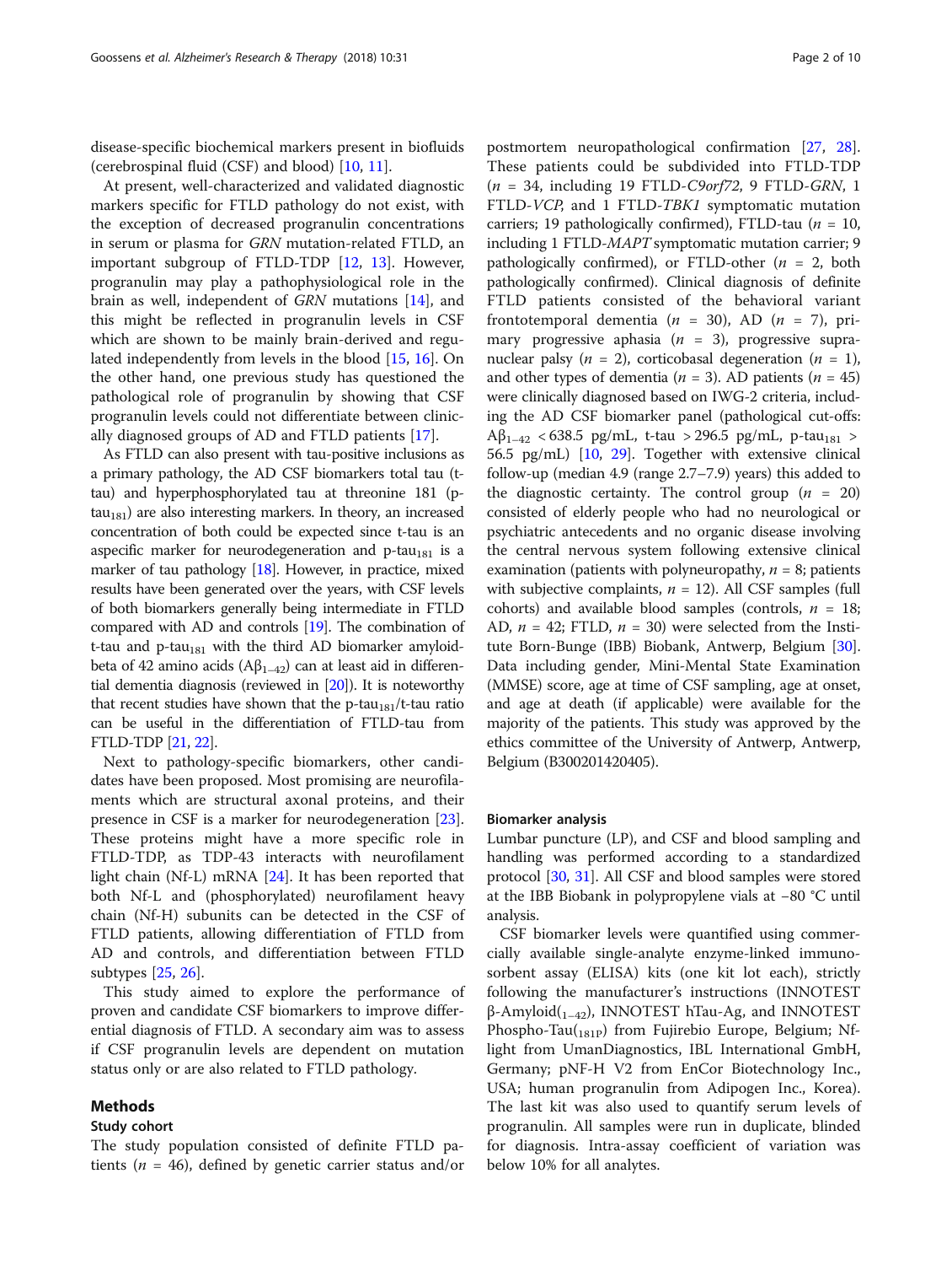disease-specific biochemical markers present in biofluids (cerebrospinal fluid (CSF) and blood) [10, 11].

At present, well-characterized and validated diagnostic markers specific for FTLD pathology do not exist, with the exception of decreased progranulin concentrations in serum or plasma for *GRN* mutation-related FTLD, an important subgroup of FTLD-TDP [12, 13]. However, progranulin may play a pathophysiological role in the brain as well, independent of *GRN* mutations [14], and this might be reflected in progranulin levels in CSF which are shown to be mainly brain-derived and regulated independently from levels in the blood [15, 16]. On the other hand, one previous study has questioned the pathological role of progranulin by showing that CSF progranulin levels could not differentiate between clinically diagnosed groups of AD and FTLD patients [17].

As FTLD can also present with tau-positive inclusions as a primary pathology, the AD CSF biomarkers total tau (t-tau) and hyperphosphorylated tau at threonine 181 (p-$tau_{181}$) are also interesting markers. In theory, an increased concentration of both could be expected since t-tau is an aspecific marker for neurodegeneration and p-$tau_{181}$ is a marker of tau pathology [18]. However, in practice, mixed results have been generated over the years, with CSF levels of both biomarkers generally being intermediate in FTLD compared with AD and controls [19]. The combination of t-tau and p-$tau_{181}$ with the third AD biomarker amyloid-beta of 42 amino acids ($A\beta_{1-42}$) can at least aid in differential dementia diagnosis (reviewed in [20]). It is noteworthy that recent studies have shown that the p-$tau_{181}$/t-tau ratio can be useful in the differentiation of FTLD-tau from FTLD-TDP [21, 22].

Next to pathology-specific biomarkers, other candidates have been proposed. Most promising are neurofilaments which are structural axonal proteins, and their presence in CSF is a marker for neurodegeneration [23]. These proteins might have a more specific role in FTLD-TDP, as TDP-43 interacts with neurofilament light chain (Nf-L) mRNA [24]. It has been reported that both Nf-L and (phosphorylated) neurofilament heavy chain (Nf-H) subunits can be detected in the CSF of FTLD patients, allowing differentiation of FTLD from AD and controls, and differentiation between FTLD subtypes [25, 26].

This study aimed to explore the performance of proven and candidate CSF biomarkers to improve differential diagnosis of FTLD. A secondary aim was to assess if CSF progranulin levels are dependent on mutation status only or are also related to FTLD pathology.

## Methods

### Study cohort

The study population consisted of definite FTLD patients ($n$ = 46), defined by genetic carrier status and/or postmortem neuropathological confirmation [27, 28]. These patients could be subdivided into FTLD-TDP ($n$ = 34, including 19 FTLD-*C9orf72*, 9 FTLD-*GRN*, 1 FTLD-*VCP*, and 1 FTLD-*TBK1* symptomatic mutation carriers; 19 pathologically confirmed), FTLD-tau ($n$ = 10, including 1 FTLD-*MAPT* symptomatic mutation carrier; 9 pathologically confirmed), or FTLD-other ($n$ = 2, both pathologically confirmed). Clinical diagnosis of definite FTLD patients consisted of the behavioral variant frontotemporal dementia ($n$ = 30), AD ($n$ = 7), primary progressive aphasia ($n$ = 3), progressive supranuclear palsy ($n$ = 2), corticobasal degeneration ($n$ = 1), and other types of dementia ($n$ = 3). AD patients ($n$ = 45) were clinically diagnosed based on IWG-2 criteria, including the AD CSF biomarker panel (pathological cut-offs: $A\beta_{1-42}$ < 638.5 pg/mL, t-tau > 296.5 pg/mL, p-$tau_{181}$ > 56.5 pg/mL) [10, 29]. Together with extensive clinical follow-up (median 4.9 (range 2.7–7.9) years) this added to the diagnostic certainty. The control group ($n$ = 20) consisted of elderly people who had no neurological or psychiatric antecedents and no organic disease involving the central nervous system following extensive clinical examination (patients with polyneuropathy, $n$ = 8; patients with subjective complaints, $n$ = 12). All CSF samples (full cohorts) and available blood samples (controls, $n$ = 18; AD, $n$ = 42; FTLD, $n$ = 30) were selected from the Institute Born-Bunge (IBB) Biobank, Antwerp, Belgium [30]. Data including gender, Mini-Mental State Examination (MMSE) score, age at time of CSF sampling, age at onset, and age at death (if applicable) were available for the majority of the patients. This study was approved by the ethics committee of the University of Antwerp, Antwerp, Belgium (B300201420405).

### Biomarker analysis

Lumbar puncture (LP), and CSF and blood sampling and handling was performed according to a standardized protocol [30, 31]. All CSF and blood samples were stored at the IBB Biobank in polypropylene vials at −80 °C until analysis.

CSF biomarker levels were quantified using commercially available single-analyte enzyme-linked immunosorbent assay (ELISA) kits (one kit lot each), strictly following the manufacturer's instructions (INNOTEST β-Amyloid$_{(1-42)}$, INNOTEST hTau-Ag, and INNOTEST Phospho-Tau$_{(181P)}$ from Fujirebio Europe, Belgium; Nf-light from UmanDiagnostics, IBL International GmbH, Germany; pNF-H V2 from EnCor Biotechnology Inc., USA; human progranulin from Adipogen Inc., Korea). The last kit was also used to quantify serum levels of progranulin. All samples were run in duplicate, blinded for diagnosis. Intra-assay coefficient of variation was below 10% for all analytes.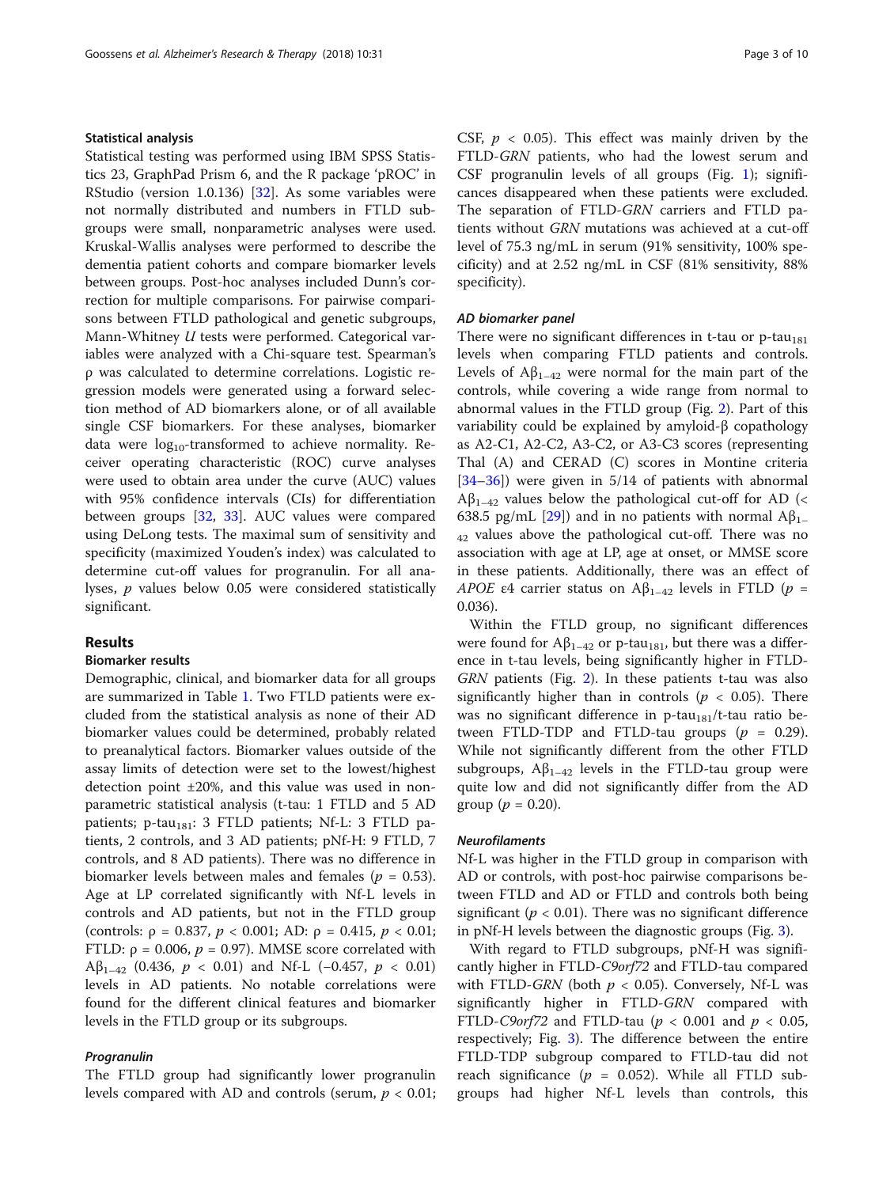### Statistical analysis

Statistical testing was performed using IBM SPSS Statistics 23, GraphPad Prism 6, and the R package 'pROC' in RStudio (version 1.0.136) [32]. As some variables were not normally distributed and numbers in FTLD subgroups were small, nonparametric analyses were used. Kruskal-Wallis analyses were performed to describe the dementia patient cohorts and compare biomarker levels between groups. Post-hoc analyses included Dunn's correction for multiple comparisons. For pairwise comparisons between FTLD pathological and genetic subgroups, Mann-Whitney *U* tests were performed. Categorical variables were analyzed with a Chi-square test. Spearman's ρ was calculated to determine correlations. Logistic regression models were generated using a forward selection method of AD biomarkers alone, or of all available single CSF biomarkers. For these analyses, biomarker data were $\log_{10}$-transformed to achieve normality. Receiver operating characteristic (ROC) curve analyses were used to obtain area under the curve (AUC) values with 95% confidence intervals (CIs) for differentiation between groups [32, 33]. AUC values were compared using DeLong tests. The maximal sum of sensitivity and specificity (maximized Youden's index) was calculated to determine cut-off values for progranulin. For all analyses, *p* values below 0.05 were considered statistically significant.

## Results

### Biomarker results

Demographic, clinical, and biomarker data for all groups are summarized in Table 1. Two FTLD patients were excluded from the statistical analysis as none of their AD biomarker values could be determined, probably related to preanalytical factors. Biomarker values outside of the assay limits of detection were set to the lowest/highest detection point ±20%, and this value was used in nonparametric statistical analysis (t-tau: 1 FTLD and 5 AD patients; p-$\text{tau}_{181}$: 3 FTLD patients; Nf-L: 3 FTLD patients, 2 controls, and 3 AD patients; pNf-H: 9 FTLD, 7 controls, and 8 AD patients). There was no difference in biomarker levels between males and females ($p = 0.53$). Age at LP correlated significantly with Nf-L levels in controls and AD patients, but not in the FTLD group (controls: $\rho = 0.837$, $p < 0.001$; AD: $\rho = 0.415$, $p < 0.01$; FTLD: $\rho = 0.006$, $p = 0.97$). MMSE score correlated with $A\beta_{1-42}$ (0.436, $p < 0.01$) and Nf-L (−0.457, $p < 0.01$) levels in AD patients. No notable correlations were found for the different clinical features and biomarker levels in the FTLD group or its subgroups.

#### *Progranulin*

The FTLD group had significantly lower progranulin levels compared with AD and controls (serum, $p < 0.01$; CSF, $p < 0.05$). This effect was mainly driven by the FTLD-*GRN* patients, who had the lowest serum and CSF progranulin levels of all groups (Fig. 1); significances disappeared when these patients were excluded. The separation of FTLD-*GRN* carriers and FTLD patients without *GRN* mutations was achieved at a cut-off level of 75.3 ng/mL in serum (91% sensitivity, 100% specificity) and at 2.52 ng/mL in CSF (81% sensitivity, 88% specificity).

#### *AD biomarker panel*

There were no significant differences in t-tau or p-$\text{tau}_{181}$ levels when comparing FTLD patients and controls. Levels of $A\beta_{1-42}$ were normal for the main part of the controls, while covering a wide range from normal to abnormal values in the FTLD group (Fig. 2). Part of this variability could be explained by amyloid-β copathology as A2-C1, A2-C2, A3-C2, or A3-C3 scores (representing Thal (A) and CERAD (C) scores in Montine criteria [34–36]) were given in 5/14 of patients with abnormal $A\beta_{1-42}$ values below the pathological cut-off for AD (< 638.5 pg/mL [29]) and in no patients with normal $A\beta_{1-42}$ values above the pathological cut-off. There was no association with age at LP, age at onset, or MMSE score in these patients. Additionally, there was an effect of *APOE* ε4 carrier status on $A\beta_{1-42}$ levels in FTLD ($p = 0.036$).

Within the FTLD group, no significant differences were found for $A\beta_{1-42}$ or p-$\text{tau}_{181}$, but there was a difference in t-tau levels, being significantly higher in FTLD-*GRN* patients (Fig. 2). In these patients t-tau was also significantly higher than in controls ($p < 0.05$). There was no significant difference in p-$\text{tau}_{181}$/t-tau ratio between FTLD-TDP and FTLD-tau groups ($p = 0.29$). While not significantly different from the other FTLD subgroups, $A\beta_{1-42}$ levels in the FTLD-tau group were quite low and did not significantly differ from the AD group ($p = 0.20$).

#### *Neurofilaments*

Nf-L was higher in the FTLD group in comparison with AD or controls, with post-hoc pairwise comparisons between FTLD and AD or FTLD and controls both being significant ($p < 0.01$). There was no significant difference in pNf-H levels between the diagnostic groups (Fig. 3).

With regard to FTLD subgroups, pNf-H was significantly higher in FTLD-*C9orf72* and FTLD-tau compared with FTLD-*GRN* (both $p < 0.05$). Conversely, Nf-L was significantly higher in FTLD-*GRN* compared with FTLD-*C9orf72* and FTLD-tau ($p < 0.001$ and $p < 0.05$, respectively; Fig. 3). The difference between the entire FTLD-TDP subgroup compared to FTLD-tau did not reach significance ($p = 0.052$). While all FTLD subgroups had higher Nf-L levels than controls, this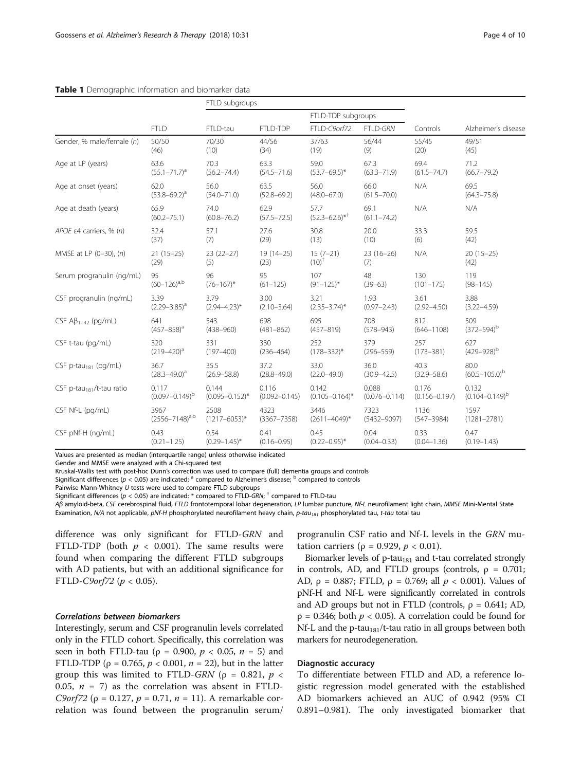**Table 1** Demographic information and biomarker data

| | | FTLD subgroups | | | | | |
|---|---|---|---|---|---|---|---|
| | | | | FTLD-TDP subgroups | | | |
| | FTLD | FTLD-tau | FTLD-TDP | FTLD-*C9orf72* | FTLD-*GRN* | Controls | Alzheimer's disease |
| Gender, % male/female (*n*) | 50/50 (46) | 70/30 (10) | 44/56 (34) | 37/63 (19) | 56/44 (9) | 55/45 (20) | 49/51 (45) |
| Age at LP (years) | 63.6 (55.1–71.7)[a] | 70.3 (56.2–74.4) | 63.3 (54.5–71.6) | 59.0 (53.7–69.5)* | 67.3 (63.3–71.9) | 69.4 (61.5–74.7) | 71.2 (66.7–79.2) |
| Age at onset (years) | 62.0 (53.8–69.2)[a] | 56.0 (54.0–71.0) | 63.5 (52.8–69.2) | 56.0 (48.0–67.0) | 66.0 (61.5–70.0) | N/A | 69.5 (64.3–75.8) |
| Age at death (years) | 65.9 (60.2–75.1) | 74.0 (60.8–76.2) | 62.9 (57.5–72.5) | 57.7 (52.3–62.6)*† | 69.1 (61.1–74.2) | N/A | N/A |
| *APOE* ε4 carriers, % (*n*) | 32.4 (37) | 57.1 (7) | 27.6 (29) | 30.8 (13) | 20.0 (10) | 33.3 (6) | 59.5 (42) |
| MMSE at LP (0–30), (*n*) | 21 (15–25) (29) | 23 (22–27) (5) | 19 (14–25) (23) | 15 (7–21) (10)† | 23 (16–26) (7) | N/A | 20 (15–25) (42) |
| Serum progranulin (ng/mL) | 95 (60–126)[a,b] | 96 (76–167)* | 95 (61–125) | 107 (91–125)* | 48 (39–63) | 130 (101–175) | 119 (98–145) |
| CSF progranulin (ng/mL) | 3.39 (2.29–3.85)[a] | 3.79 (2.94–4.23)* | 3.00 (2.10–3.64) | 3.21 (2.35–3.74)* | 1.93 (0.97–2.43) | 3.61 (2.92–4.50) | 3.88 (3.22–4.59) |
| CSF $A\beta_{1-42}$ (pg/mL) | 641 (457–858)[a] | 543 (438–960) | 698 (481–862) | 695 (457–819) | 708 (578–943) | 812 (646–1108) | 509 (372–594)[b] |
| CSF t-tau (pg/mL) | 320 (219–420)[a] | 331 (197–400) | 330 (236–464) | 252 (178–332)* | 379 (296–559) | 257 (173–381) | 627 (429–928)[b] |
| CSF p-$tau_{181}$ (pg/mL) | 36.7 (28.3–49.0)[a] | 35.5 (26.9–58.8) | 37.2 (28.8–49.0) | 33.0 (22.0–49.0) | 36.0 (30.9–42.5) | 40.3 (32.9–58.6) | 80.0 (60.5–105.0)[b] |
| CSF p-$tau_{181}$/t-tau ratio | 0.117 (0.097–0.149)[b] | 0.144 (0.095–0.152)* | 0.116 (0.092–0.145) | 0.142 (0.105–0.164)* | 0.088 (0.076–0.114) | 0.176 (0.156–0.197) | 0.132 (0.104–0.149)[b] |
| CSF Nf-L (pg/mL) | 3967 (2556–7148)[a,b] | 2508 (1217–6053)* | 4323 (3367–7358) | 3446 (2611–4049)* | 7323 (5432–9097) | 1136 (547–3984) | 1597 (1281–2781) |
| CSF pNf-H (ng/mL) | 0.43 (0.21–1.25) | 0.54 (0.29–1.45)* | 0.41 (0.16–0.95) | 0.45 (0.22–0.95)* | 0.04 (0.04–0.33) | 0.33 (0.04–1.36) | 0.47 (0.19–1.43) |

Values are presented as median (interquartile range) unless otherwise indicated
Gender and MMSE were analyzed with a Chi-squared test
Kruskal-Wallis test with post-hoc Dunn's correction was used to compare (full) dementia groups and controls
Significant differences ($p < 0.05$) are indicated: [a] compared to Alzheimer's disease; [b] compared to controls
Pairwise Mann-Whitney *U* tests were used to compare FTLD subgroups
Significant differences ($p < 0.05$) are indicated: * compared to FTLD-*GRN*; † compared to FTLD-tau
*Aβ* amyloid-beta, *CSF* cerebrospinal fluid, *FTLD* frontotemporal lobar degeneration, *LP* lumbar puncture, *Nf-L* neurofilament light chain, *MMSE* Mini-Mental State Examination, *N/A* not applicable, *pNf-H* phosphorylated neurofilament heavy chain, *p-tau181* phosphorylated tau, *t-tau* total tau

difference was only significant for FTLD-*GRN* and FTLD-TDP (both $p < 0.001$). The same results were found when comparing the different FTLD subgroups with AD patients, but with an additional significance for FTLD-*C9orf72* ($p < 0.05$).

#### Correlations between biomarkers

Interestingly, serum and CSF progranulin levels correlated only in the FTLD cohort. Specifically, this correlation was seen in both FTLD-tau ($\rho = 0.900$, $p < 0.05$, $n = 5$) and FTLD-TDP ($\rho = 0.765$, $p < 0.001$, $n = 22$), but in the latter group this was limited to FTLD-*GRN* ($\rho = 0.821$, $p < 0.05$, $n = 7$) as the correlation was absent in FTLD-*C9orf72* ($\rho = 0.127$, $p = 0.71$, $n = 11$). A remarkable correlation was found between the progranulin serum/progranulin CSF ratio and Nf-L levels in the *GRN* mutation carriers ($\rho = 0.929$, $p < 0.01$).

Biomarker levels of p-$tau_{181}$ and t-tau correlated strongly in controls, AD, and FTLD groups (controls, $\rho = 0.701$; AD, $\rho = 0.887$; FTLD, $\rho = 0.769$; all $p < 0.001$). Values of pNf-H and Nf-L were significantly correlated in controls and AD groups but not in FTLD (controls, $\rho = 0.641$; AD, $\rho = 0.346$; both $p < 0.05$). A correlation could be found for Nf-L and the p-$tau_{181}$/t-tau ratio in all groups between both markers for neurodegeneration.

#### Diagnostic accuracy

To differentiate between FTLD and AD, a reference logistic regression model generated with the established AD biomarkers achieved an AUC of 0.942 (95% CI 0.891–0.981). The only investigated biomarker that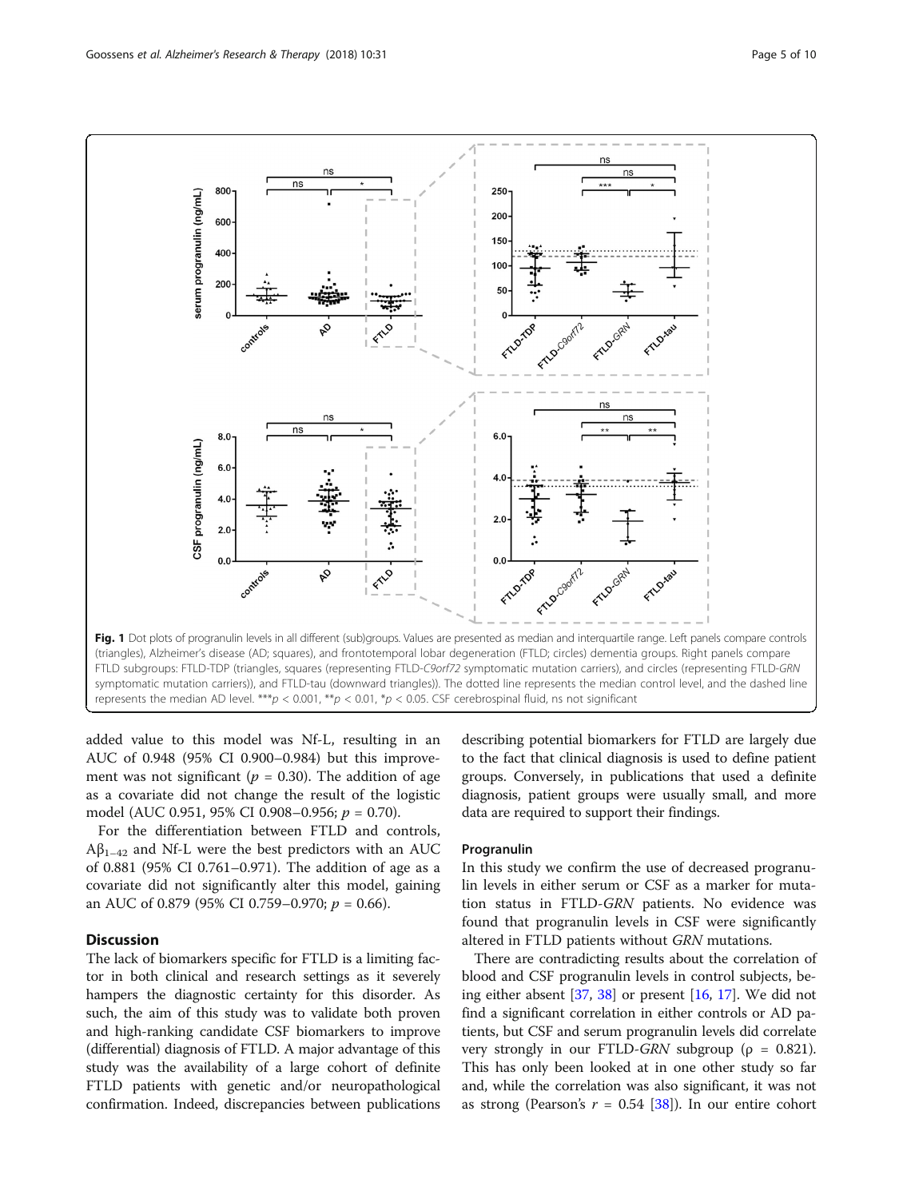Fig. 1 Dot plots of progranulin levels in all different (sub)groups. Values are presented as median and interquartile range. Left panels compare controls (triangles), Alzheimer's disease (AD; squares), and frontotemporal lobar degeneration (FTLD; circles) dementia groups. Right panels compare FTLD subgroups: FTLD-TDP (triangles, squares (representing FTLD-*C9orf72* symptomatic mutation carriers), and circles (representing FTLD-*GRN* symptomatic mutation carriers)), and FTLD-tau (downward triangles)). The dotted line represents the median control level, and the dashed line represents the median AD level. ***$p < 0.001$, **$p < 0.01$, *$p < 0.05$. CSF cerebrospinal fluid, ns not significant

added value to this model was Nf-L, resulting in an AUC of 0.948 (95% CI 0.900–0.984) but this improvement was not significant ($p = 0.30$). The addition of age as a covariate did not change the result of the logistic model (AUC 0.951, 95% CI 0.908–0.956; $p = 0.70$).

For the differentiation between FTLD and controls, $A\beta_{1-42}$ and Nf-L were the best predictors with an AUC of 0.881 (95% CI 0.761–0.971). The addition of age as a covariate did not significantly alter this model, gaining an AUC of 0.879 (95% CI 0.759–0.970; $p = 0.66$).

## Discussion

The lack of biomarkers specific for FTLD is a limiting factor in both clinical and research settings as it severely hampers the diagnostic certainty for this disorder. As such, the aim of this study was to validate both proven and high-ranking candidate CSF biomarkers to improve (differential) diagnosis of FTLD. A major advantage of this study was the availability of a large cohort of definite FTLD patients with genetic and/or neuropathological confirmation. Indeed, discrepancies between publications describing potential biomarkers for FTLD are largely due to the fact that clinical diagnosis is used to define patient groups. Conversely, in publications that used a definite diagnosis, patient groups were usually small, and more data are required to support their findings.

### Progranulin

In this study we confirm the use of decreased progranulin levels in either serum or CSF as a marker for mutation status in FTLD-*GRN* patients. No evidence was found that progranulin levels in CSF were significantly altered in FTLD patients without *GRN* mutations.

There are contradicting results about the correlation of blood and CSF progranulin levels in control subjects, being either absent [37, 38] or present [16, 17]. We did not find a significant correlation in either controls or AD patients, but CSF and serum progranulin levels did correlate very strongly in our FTLD-*GRN* subgroup ($\rho = 0.821$). This has only been looked at in one other study so far and, while the correlation was also significant, it was not as strong (Pearson's $r = 0.54$ [38]). In our entire cohort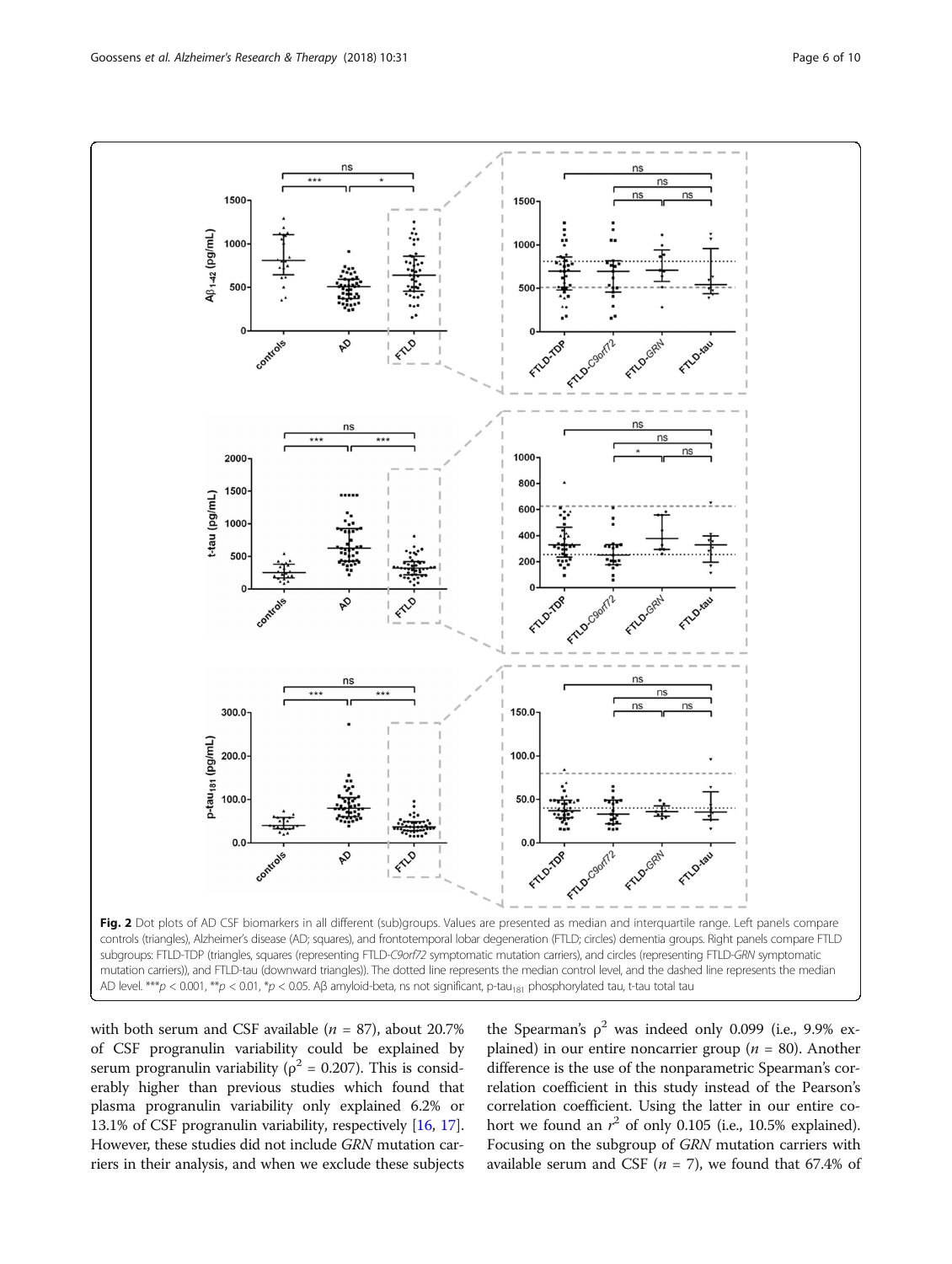Fig. 2 Dot plots of AD CSF biomarkers in all different (sub)groups. Values are presented as median and interquartile range. Left panels compare controls (triangles), Alzheimer's disease (AD; squares), and frontotemporal lobar degeneration (FTLD; circles) dementia groups. Right panels compare FTLD subgroups: FTLD-TDP (triangles, squares (representing FTLD-*C9orf72* symptomatic mutation carriers), and circles (representing FTLD-*GRN* symptomatic mutation carriers)), and FTLD-tau (downward triangles)). The dotted line represents the median control level, and the dashed line represents the median AD level. ***$p < 0.001$, **$p < 0.01$, *$p < 0.05$. Aβ amyloid-beta, ns not significant, p-$tau_{181}$ phosphorylated tau, t-tau total tau

with both serum and CSF available ($n = 87$), about 20.7% of CSF progranulin variability could be explained by serum progranulin variability ($\rho^2 = 0.207$). This is considerably higher than previous studies which found that plasma progranulin variability only explained 6.2% or 13.1% of CSF progranulin variability, respectively [16, 17]. However, these studies did not include *GRN* mutation carriers in their analysis, and when we exclude these subjects the Spearman's $\rho^2$ was indeed only 0.099 (i.e., 9.9% explained) in our entire noncarrier group ($n = 80$). Another difference is the use of the nonparametric Spearman's correlation coefficient in this study instead of the Pearson's correlation coefficient. Using the latter in our entire cohort we found an $r^2$ of only 0.105 (i.e., 10.5% explained). Focusing on the subgroup of *GRN* mutation carriers with available serum and CSF ($n = 7$), we found that 67.4% of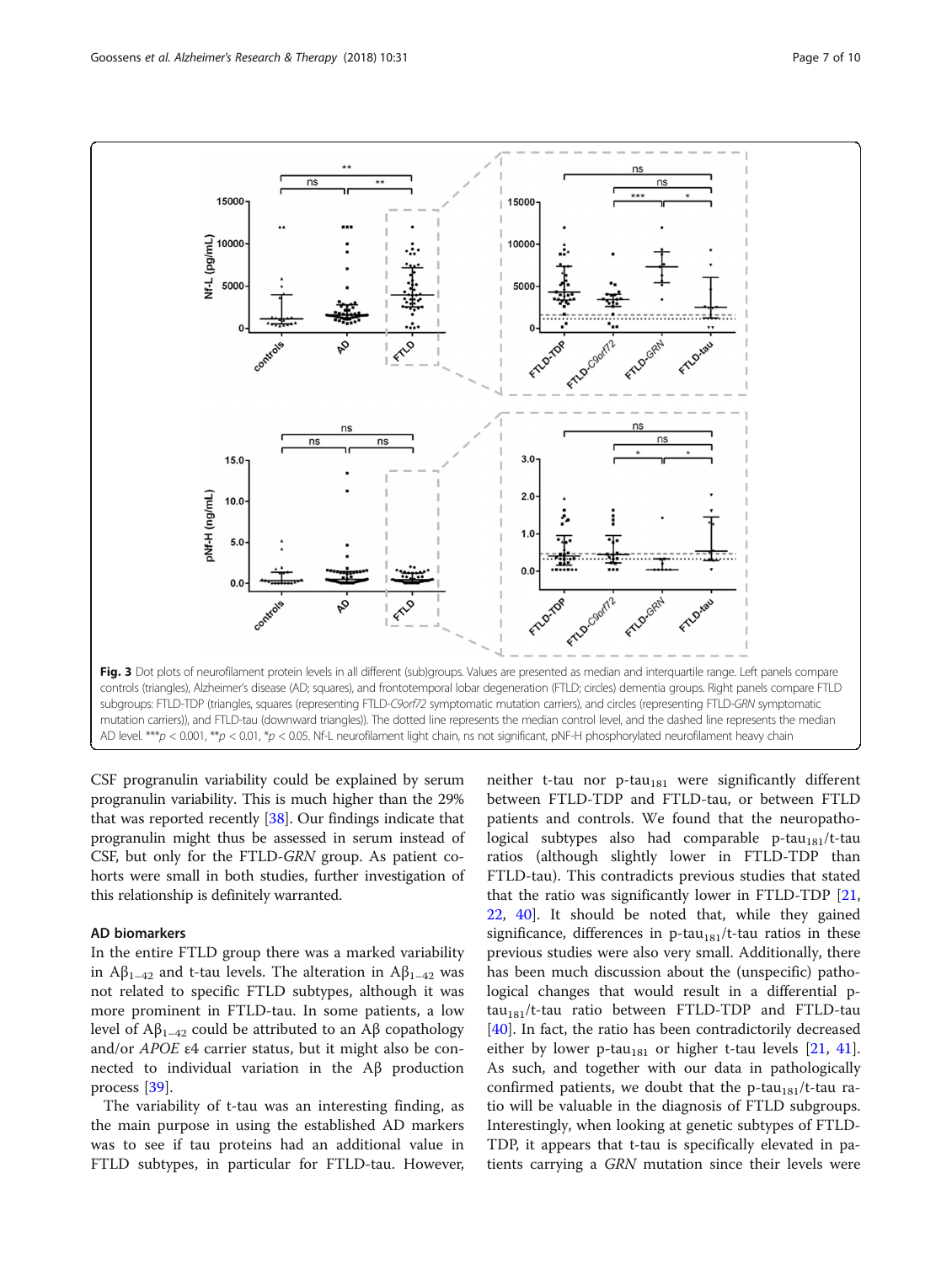Fig. 3 Dot plots of neurofilament protein levels in all different (sub)groups. Values are presented as median and interquartile range. Left panels compare controls (triangles), Alzheimer's disease (AD; squares), and frontotemporal lobar degeneration (FTLD; circles) dementia groups. Right panels compare FTLD subgroups: FTLD-TDP (triangles, squares (representing FTLD-*C9orf72* symptomatic mutation carriers), and circles (representing FTLD-*GRN* symptomatic mutation carriers)), and FTLD-tau (downward triangles)). The dotted line represents the median control level, and the dashed line represents the median AD level. ***$p < 0.001$, **$p < 0.01$, *$p < 0.05$. Nf-L neurofilament light chain, ns not significant, pNF-H phosphorylated neurofilament heavy chain

CSF progranulin variability could be explained by serum progranulin variability. This is much higher than the 29% that was reported recently [38]. Our findings indicate that progranulin might thus be assessed in serum instead of CSF, but only for the FTLD-*GRN* group. As patient cohorts were small in both studies, further investigation of this relationship is definitely warranted.

### AD biomarkers

In the entire FTLD group there was a marked variability in $A\beta_{1-42}$ and t-tau levels. The alteration in $A\beta_{1-42}$ was not related to specific FTLD subtypes, although it was more prominent in FTLD-tau. In some patients, a low level of $A\beta_{1-42}$ could be attributed to an Aβ copathology and/or *APOE* ε4 carrier status, but it might also be connected to individual variation in the Aβ production process [39].

The variability of t-tau was an interesting finding, as the main purpose in using the established AD markers was to see if tau proteins had an additional value in FTLD subtypes, in particular for FTLD-tau. However, neither t-tau nor p-$tau_{181}$ were significantly different between FTLD-TDP and FTLD-tau, or between FTLD patients and controls. We found that the neuropathological subtypes also had comparable p-$tau_{181}$/t-tau ratios (although slightly lower in FTLD-TDP than FTLD-tau). This contradicts previous studies that stated that the ratio was significantly lower in FTLD-TDP [21, 22, 40]. It should be noted that, while they gained significance, differences in p-$tau_{181}$/t-tau ratios in these previous studies were also very small. Additionally, there has been much discussion about the (unspecific) pathological changes that would result in a differential p-$tau_{181}$/t-tau ratio between FTLD-TDP and FTLD-tau [40]. In fact, the ratio has been contradictorily decreased either by lower p-$tau_{181}$ or higher t-tau levels [21, 41]. As such, and together with our data in pathologically confirmed patients, we doubt that the p-$tau_{181}$/t-tau ratio will be valuable in the diagnosis of FTLD subgroups. Interestingly, when looking at genetic subtypes of FTLD-TDP, it appears that t-tau is specifically elevated in patients carrying a *GRN* mutation since their levels were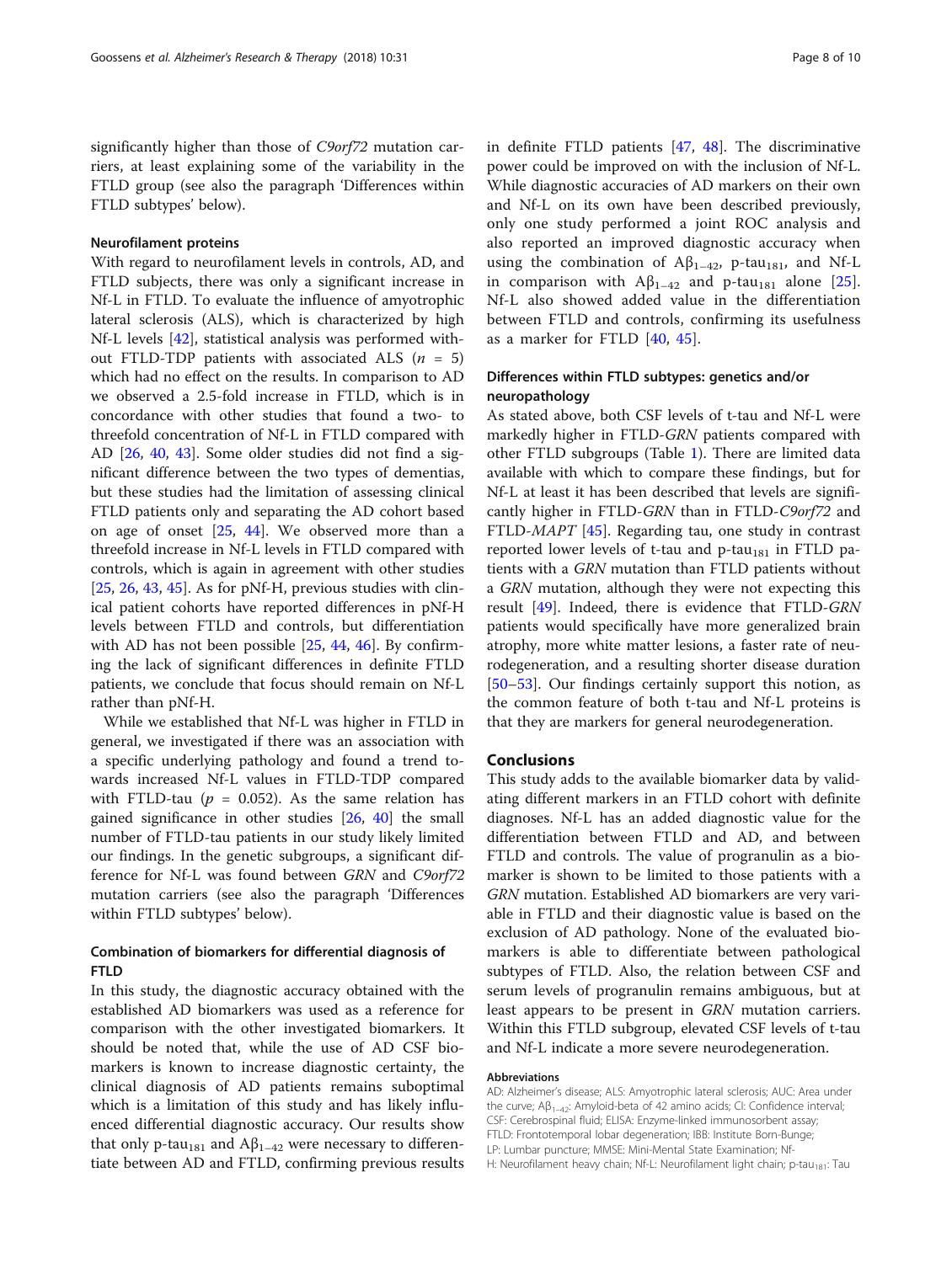significantly higher than those of *C9orf72* mutation carriers, at least explaining some of the variability in the FTLD group (see also the paragraph 'Differences within FTLD subtypes' below).

### Neurofilament proteins

With regard to neurofilament levels in controls, AD, and FTLD subjects, there was only a significant increase in Nf-L in FTLD. To evaluate the influence of amyotrophic lateral sclerosis (ALS), which is characterized by high Nf-L levels [42], statistical analysis was performed without FTLD-TDP patients with associated ALS ($n$ = 5) which had no effect on the results. In comparison to AD we observed a 2.5-fold increase in FTLD, which is in concordance with other studies that found a two- to threefold concentration of Nf-L in FTLD compared with AD [26, 40, 43]. Some older studies did not find a significant difference between the two types of dementias, but these studies had the limitation of assessing clinical FTLD patients only and separating the AD cohort based on age of onset [25, 44]. We observed more than a threefold increase in Nf-L levels in FTLD compared with controls, which is again in agreement with other studies [25, 26, 43, 45]. As for pNf-H, previous studies with clinical patient cohorts have reported differences in pNf-H levels between FTLD and controls, but differentiation with AD has not been possible [25, 44, 46]. By confirming the lack of significant differences in definite FTLD patients, we conclude that focus should remain on Nf-L rather than pNf-H.

While we established that Nf-L was higher in FTLD in general, we investigated if there was an association with a specific underlying pathology and found a trend towards increased Nf-L values in FTLD-TDP compared with FTLD-tau ($p$ = 0.052). As the same relation has gained significance in other studies [26, 40] the small number of FTLD-tau patients in our study likely limited our findings. In the genetic subgroups, a significant difference for Nf-L was found between *GRN* and *C9orf72* mutation carriers (see also the paragraph 'Differences within FTLD subtypes' below).

### Combination of biomarkers for differential diagnosis of FTLD

In this study, the diagnostic accuracy obtained with the established AD biomarkers was used as a reference for comparison with the other investigated biomarkers. It should be noted that, while the use of AD CSF biomarkers is known to increase diagnostic certainty, the clinical diagnosis of AD patients remains suboptimal which is a limitation of this study and has likely influenced differential diagnostic accuracy. Our results show that only p-tau$_{181}$ and A$\beta_{1-42}$ were necessary to differentiate between AD and FTLD, confirming previous results in definite FTLD patients [47, 48]. The discriminative power could be improved on with the inclusion of Nf-L. While diagnostic accuracies of AD markers on their own and Nf-L on its own have been described previously, only one study performed a joint ROC analysis and also reported an improved diagnostic accuracy when using the combination of A$\beta_{1-42}$, p-tau$_{181}$, and Nf-L in comparison with A$\beta_{1-42}$ and p-tau$_{181}$ alone [25]. Nf-L also showed added value in the differentiation between FTLD and controls, confirming its usefulness as a marker for FTLD [40, 45].

### Differences within FTLD subtypes: genetics and/or neuropathology

As stated above, both CSF levels of t-tau and Nf-L were markedly higher in FTLD-*GRN* patients compared with other FTLD subgroups (Table 1). There are limited data available with which to compare these findings, but for Nf-L at least it has been described that levels are significantly higher in FTLD-*GRN* than in FTLD-*C9orf72* and FTLD-*MAPT* [45]. Regarding tau, one study in contrast reported lower levels of t-tau and p-tau$_{181}$ in FTLD patients with a *GRN* mutation than FTLD patients without a *GRN* mutation, although they were not expecting this result [49]. Indeed, there is evidence that FTLD-*GRN* patients would specifically have more generalized brain atrophy, more white matter lesions, a faster rate of neurodegeneration, and a resulting shorter disease duration [50–53]. Our findings certainly support this notion, as the common feature of both t-tau and Nf-L proteins is that they are markers for general neurodegeneration.

## Conclusions

This study adds to the available biomarker data by validating different markers in an FTLD cohort with definite diagnoses. Nf-L has an added diagnostic value for the differentiation between FTLD and AD, and between FTLD and controls. The value of progranulin as a biomarker is shown to be limited to those patients with a *GRN* mutation. Established AD biomarkers are very variable in FTLD and their diagnostic value is based on the exclusion of AD pathology. None of the evaluated biomarkers is able to differentiate between pathological subtypes of FTLD. Also, the relation between CSF and serum levels of progranulin remains ambiguous, but at least appears to be present in *GRN* mutation carriers. Within this FTLD subgroup, elevated CSF levels of t-tau and Nf-L indicate a more severe neurodegeneration.

#### Abbreviations

AD: Alzheimer's disease; ALS: Amyotrophic lateral sclerosis; AUC: Area under the curve; A$\beta_{1-42}$: Amyloid-beta of 42 amino acids; CI: Confidence interval; CSF: Cerebrospinal fluid; ELISA: Enzyme-linked immunosorbent assay; FTLD: Frontotemporal lobar degeneration; IBB: Institute Born-Bunge; LP: Lumbar puncture; MMSE: Mini-Mental State Examination; Nf-H: Neurofilament heavy chain; Nf-L: Neurofilament light chain; p-tau$_{181}$: Tau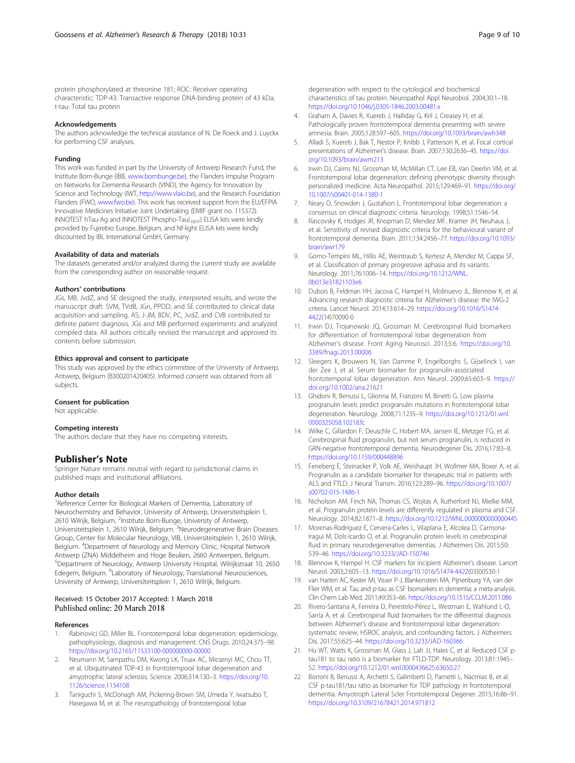protein phosphorylated at threonine 181; ROC: Receiver operating characteristic; TDP-43: Transactive response DNA-binding protein of 43 kDa; t-tau: Total tau protein

### Acknowledgements
The authors acknowledge the technical assistance of N. De Roeck and J. Luyckx for performing CSF analyses.

### Funding
This work was funded in part by the University of Antwerp Research Fund, the Institute Born-Bunge (IBB, www.bornbunge.be), the Flanders Impulse Program on Networks for Dementia Research (VIND), the Agency for Innovation by Science and Technology (IWT, http://www.vlaio.be), and the Research Foundation Flanders (FWO, www.fwo.be). This work has received support from the EU/EFPIA Innovative Medicines Initiative Joint Undertaking (EMIF grant no. 115372). INNOTEST hTau-Ag and INNOTEST Phospho-Tau($_{181P}$) ELISA kits were kindly provided by Fujirebio Europe, Belgium, and Nf-light ELISA kits were kindly discounted by IBL International GmbH, Germany.

### Availability of data and materials
The datasets generated and/or analyzed during the current study are available from the corresponding author on reasonable request.

### Authors' contributions
JGs, MB, JvdZ, and SE designed the study, interpreted results, and wrote the manuscript draft. SVM, TVdB, JGn, PPDD, and SE contributed to clinical data acquisition and sampling. AS, J-JM, BDV, PC, JvdZ, and CVB contributed to definite patient diagnosis. JGs and MB performed experiments and analyzed compiled data. All authors critically revised the manuscript and approved its contents before submission.

### Ethics approval and consent to participate
This study was approved by the ethics committee of the University of Antwerp, Antwerp, Belgium (B300201420405). Informed consent was obtained from all subjects.

### Consent for publication
Not applicable.

### Competing interests
The authors declare that they have no competing interests.

## Publisher's Note
Springer Nature remains neutral with regard to jurisdictional claims in published maps and institutional affiliations.

### Author details
[1]Reference Center for Biological Markers of Dementia, Laboratory of Neurochemistry and Behavior, University of Antwerp, Universiteitsplein 1, 2610 Wilrijk, Belgium. [2]Institute Born-Bunge, University of Antwerp, Universiteitsplein 1, 2610 Wilrijk, Belgium. [3]Neurodegenerative Brain Diseases Group, Center for Molecular Neurology, VIB, Universiteitsplein 1, 2610 Wilrijk, Belgium. [4]Department of Neurology and Memory Clinic, Hospital Network Antwerp (ZNA) Middelheim and Hoge Beuken, 2660 Antwerpen, Belgium. [5]Department of Neurology, Antwerp University Hospital, Wilrijkstraat 10, 2650 Edegem, Belgium. [6]Laboratory of Neurology, Translational Neurosciences, University of Antwerp, Universiteitsplein 1, 2610 Wilrijk, Belgium.

Received: 15 October 2017 Accepted: 1 March 2018
Published online: 20 March 2018

### References
1. Rabinovici GD, Miller BL. Frontotemporal lobar degeneration: epidemiology, pathophysiology, diagnosis and management. CNS Drugs. 2010;24:375–98. https://doi.org/10.2165/11533100-000000000-00000
2. Neumann M, Sampathu DM, Kwong LK, Truax AC, Micsenyi MC, Chou TT, et al. Ubiquitinated TDP-43 in frontotemporal lobar degeneration and amyotrophic lateral sclerosis. Science. 2006;314:130–3. https://doi.org/10.1126/science.1134108
3. Taniguchi S, McDonagh AM, Pickering-Brown SM, Umeda Y, Iwatsubo T, Hasegawa M, et al. The neuropathology of frontotemporal lobar degeneration with respect to the cytological and biochemical characteristics of tau protein. Neuropathol Appl Neurobiol. 2004;30:1–18. https://doi.org/10.1046/j.0305-1846.2003.00481.x
4. Graham A, Davies R, Xuereb J, Halliday G, Kril J, Creasey H, et al. Pathologically proven frontotemporal dementia presenting with severe amnesia. Brain. 2005;128:597–605. https://doi.org/10.1093/brain/awh348
5. Alladi S, Xuereb J, Bak T, Nestor P, Knibb J, Patterson K, et al. Focal cortical presentations of Alzheimer's disease. Brain. 2007;130:2636–45. https://doi.org/10.1093/brain/awm213
6. Irwin DJ, Cairns NJ, Grossman M, McMillan CT, Lee EB, Van Deerlin VM, et al. Frontotemporal lobar degeneration: defining phenotypic diversity through personalized medicine. Acta Neuropathol. 2015;129:469–91. https://doi.org/10.1007/s00401-014-1380-1
7. Neary D, Snowden J, Gustafson L. Frontotemporal lobar degeneration: a consensus on clinical diagnostic criteria. Neurology. 1998;51:1546–54.
8. Rascovsky K, Hodges JR, Knopman D, Mendez MF, Kramer JH, Neuhaus J, et al. Sensitivity of revised diagnostic criteria for the behavioural variant of frontotemporal dementia. Brain. 2011;134:2456–77. https://doi.org/10.1093/brain/awr179
9. Gorno-Tempini ML, Hillis AE, Weintraub S, Kertesz A, Mendez M, Cappa SF, et al. Classification of primary progressive aphasia and its variants. Neurology. 2011;76:1006–14. https://doi.org/10.1212/WNL.0b013e31821103e6
10. Dubois B, Feldman HH, Jacova C, Hampel H, Molinuevo JL, Blennow K, et al. Advancing research diagnostic criteria for Alzheimer's disease: the IWG-2 criteria. Lancet Neurol. 2014;13:614–29. https://doi.org/10.1016/S1474-4422(14)70090-0
11. Irwin DJ, Trojanowski JQ, Grossman M. Cerebrospinal fluid biomarkers for differentiation of frontotemporal lobar degeneration from Alzheimer's disease. Front Aging Neurosci. 2013;5:6. https://doi.org/10.3389/fnagi.2013.00006
12. Sleegers K, Brouwers N, Van Damme P, Engelborghs S, Gijselinck I, van der Zee J, et al. Serum biomarker for progranulin-associated frontotemporal lobar degeneration. Ann Neurol. 2009;65:603–9. https://doi.org/10.1002/ana.21621
13. Ghidoni R, Benussi L, Glionna M, Franzoni M, Binetti G. Low plasma progranulin levels predict progranulin mutations in frontotemporal lobar degeneration. Neurology. 2008;71:1235–9. https://doi.org/10.1212/01.wnl.0000325058.10218.fc
14. Wilke C, Gillardon F, Deuschle C, Hobert MA, Jansen IE, Metzger FG, et al. Cerebrospinal fluid progranulin, but not serum progranulin, is reduced in GRN-negative frontotemporal dementia. Neurodegener Dis. 2016;17:83–8. https://doi.org/10.1159/000448896
15. Feneberg E, Steinacker P, Volk AE, Weishaupt JH, Wollmer MA, Boxer A, et al. Progranulin as a candidate biomarker for therapeutic trial in patients with ALS and FTLD. J Neural Transm. 2016;123:289–96. https://doi.org/10.1007/s00702-015-1486-1
16. Nicholson AM, Finch NA, Thomas CS, Wojtas A, Rutherford NJ, Mielke MM, et al. Progranulin protein levels are differently regulated in plasma and CSF. Neurology. 2014;82:1871–8. https://doi.org/10.1212/WNL.0000000000000445
17. Morenas-Rodríguez E, Cervera-Carles L, Vilaplana E, Alcolea D, Carmona-Iragui M, Dols-Icardo O, et al. Progranulin protein levels in cerebrospinal fluid in primary neurodegenerative dementias. J Alzheimers Dis. 2015;50:539–46. https://doi.org/10.3233/JAD-150746
18. Blennow K, Hampel H. CSF markers for incipient Alzheimer's disease. Lancet Neurol. 2003;2:605–13. https://doi.org/10.1016/S1474-4422(03)00530-1
19. van Harten AC, Kester MI, Visser P-J, Blankenstein MA, Pijnenburg YA, van der Flier WM, et al. Tau and p-tau as CSF biomarkers in dementia: a meta-analysis. Clin Chem Lab Med. 2011;49:353–66. https://doi.org/10.1515/CCLM.2011.086
20. Rivero-Santana A, Ferreira D, Perestelo-Pérez L, Westman E, Wahlund L-O, Sarría A, et al. Cerebrospinal fluid biomarkers for the differential diagnosis between Alzheimer's disease and frontotemporal lobar degeneration: systematic review, HSROC analysis, and confounding factors. J Alzheimers Dis. 2017;55:625–44. https://doi.org/10.3233/JAD-160366
21. Hu WT, Watts K, Grossman M, Glass J, Lah JJ, Hales C, et al. Reduced CSF p-tau181 to tau ratio is a biomarker for FTLD-TDP. Neurology. 2013;81:1945–52. https://doi.org/10.1212/01.wnl.0000436625.63650.27
22. Borroni B, Benussi A, Archetti S, Galimberti D, Parnetti L, Nacmias B, et al. CSF p-tau181/tau ratio as biomarker for TDP pathology in frontotemporal dementia. Amyotroph Lateral Scler Frontotemporal Degener. 2015;16:86–91. https://doi.org/10.3109/21678421.2014.971812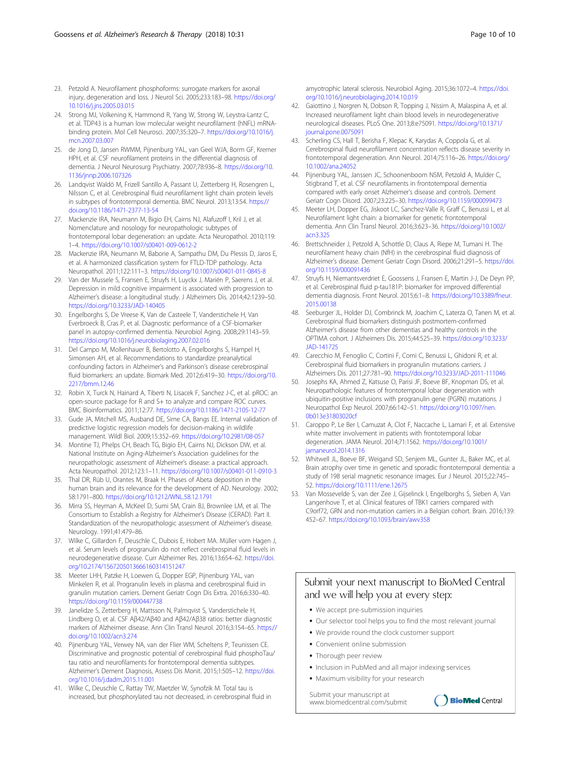23. Petzold A. Neurofilament phosphoforms: surrogate markers for axonal injury, degeneration and loss. J Neurol Sci. 2005;233:183–98. https://doi.org/10.1016/j.jns.2005.03.015
24. Strong MJ, Volkening K, Hammond R, Yang W, Strong W, Leystra-Lantz C, et al. TDP43 is a human low molecular weight neurofilament (hNFL) mRNA-binding protein. Mol Cell Neurosci. 2007;35:320–7. https://doi.org/10.1016/j.mcn.2007.03.007
25. de Jong D, Jansen RWMM, Pijnenburg YAL, van Geel WJA, Borm GF, Kremer HPH, et al. CSF neurofilament proteins in the differential diagnosis of dementia. J Neurol Neurosurg Psychiatry. 2007;78:936–8. https://doi.org/10.1136/jnnp.2006.107326
26. Landqvist Waldö M, Frizell Santillo A, Passant U, Zetterberg H, Rosengren L, Nilsson C, et al. Cerebrospinal fluid neurofilament light chain protein levels in subtypes of frontotemporal dementia. BMC Neurol. 2013;13:54. https://doi.org/10.1186/1471-2377-13-54
27. Mackenzie IRA, Neumann M, Bigio EH, Cairns NJ, Alafuzoff I, Kril J, et al. Nomenclature and nosology for neuropathologic subtypes of frontotemporal lobar degeneration: an update. Acta Neuropathol. 2010;119:1–4. https://doi.org/10.1007/s00401-009-0612-2
28. Mackenzie IRA, Neumann M, Baborie A, Sampathu DM, Du Plessis D, Jaros E, et al. A harmonized classification system for FTLD-TDP pathology. Acta Neuropathol. 2011;122:111–3. https://doi.org/10.1007/s00401-011-0845-8
29. Van der Mussele S, Fransen E, Struyfs H, Luyckx J, Mariën P, Saerens J, et al. Depression in mild cognitive impairment is associated with progression to Alzheimer's disease: a longitudinal study. J Alzheimers Dis. 2014;42:1239–50. https://doi.org/10.3233/JAD-140405
30. Engelborghs S, De Vreese K, Van de Casteele T, Vanderstichele H, Van Everbroeck B, Cras P, et al. Diagnostic performance of a CSF-biomarker panel in autopsy-confirmed dementia. Neurobiol Aging. 2008;29:1143–59. https://doi.org/10.1016/j.neurobiolaging.2007.02.016
31. Del Campo M, Mollenhauer B, Bertolotto A, Engelborghs S, Hampel H, Simonsen AH, et al. Recommendations to standardize preanalytical confounding factors in Alzheimer's and Parkinson's disease cerebrospinal fluid biomarkers: an update. Biomark Med. 2012;6:419–30. https://doi.org/10.2217/bmm.12.46
32. Robin X, Turck N, Hainard A, Tiberti N, Lisacek F, Sanchez J-C, et al. pROC: an open-source package for R and S+ to analyze and compare ROC curves. BMC Bioinformatics. 2011;12:77. https://doi.org/10.1186/1471-2105-12-77
33. Gude JA, Mitchell MS, Ausband DE, Sime CA, Bangs EE. Internal validation of predictive logistic regression models for decision-making in wildlife management. Wildl Biol. 2009;15:352–69. https://doi.org/10.2981/08-057
34. Montine TJ, Phelps CH, Beach TG, Bigio EH, Cairns NJ, Dickson DW, et al. National Institute on Aging-Alzheimer's Association guidelines for the neuropathologic assessment of Alzheimer's disease: a practical approach. Acta Neuropathol. 2012;123:1–11. https://doi.org/10.1007/s00401-011-0910-3
35. Thal DR, Rüb U, Orantes M, Braak H. Phases of Abeta deposition in the human brain and its relevance for the development of AD. Neurology. 2002;58:1791–800. https://doi.org/10.1212/WNL.58.12.1791
36. Mirra SS, Heyman A, McKeel D, Sumi SM, Crain BJ, Brownlee LM, et al. The Consortium to Establish a Registry for Alzheimer's Disease (CERAD). Part II. Standardization of the neuropathologic assessment of Alzheimer's disease. Neurology. 1991;41:479–86.
37. Wilke C, Gillardon F, Deuschle C, Dubois E, Hobert MA. Müller vom Hagen J, et al. Serum levels of progranulin do not reflect cerebrospinal fluid levels in neurodegenerative disease. Curr Alzheimer Res. 2016;13:654–62. https://doi.org/10.2174/1567205013666160314151247
38. Meeter LHH, Patzke H, Loewen G, Dopper EGP, Pijnenburg YAL, van Minkelen R, et al. Progranulin levels in plasma and cerebrospinal fluid in granulin mutation carriers. Dement Geriatr Cogn Dis Extra. 2016;6:330–40. https://doi.org/10.1159/000447738
39. Janelidze S, Zetterberg H, Mattsson N, Palmqvist S, Vanderstichele H, Lindberg O, et al. CSF Aβ42/Aβ40 and Aβ42/Aβ38 ratios: better diagnostic markers of Alzheimer disease. Ann Clin Transl Neurol. 2016;3:154–65. https://doi.org/10.1002/acn3.274
40. Pijnenburg YAL, Verwey NA, van der Flier WM, Scheltens P, Teunissen CE. Discriminative and prognostic potential of cerebrospinal fluid phosphoTau/tau ratio and neurofilaments for frontotemporal dementia subtypes. Alzheimer's Dement Diagnosis, Assess Dis Monit. 2015;1:505–12. https://doi.org/10.1016/j.dadm.2015.11.001
41. Wilke C, Deuschle C, Rattay TW, Maetzler W, Synofzik M. Total tau is increased, but phosphorylated tau not decreased, in cerebrospinal fluid in amyotrophic lateral sclerosis. Neurobiol Aging. 2015;36:1072–4. https://doi.org/10.1016/j.neurobiolaging.2014.10.019
42. Gaiottino J, Norgren N, Dobson R, Topping J, Nissim A, Malaspina A, et al. Increased neurofilament light chain blood levels in neurodegenerative neurological diseases. PLoS One. 2013;8:e75091. https://doi.org/10.1371/journal.pone.0075091
43. Scherling CS, Hall T, Berisha F, Klepac K, Karydas A, Coppola G, et al. Cerebrospinal fluid neurofilament concentration reflects disease severity in frontotemporal degeneration. Ann Neurol. 2014;75:116–26. https://doi.org/10.1002/ana.24052
44. Pijnenburg YAL, Janssen JC, Schoonenboom NSM, Petzold A, Mulder C, Stigbrand T, et al. CSF neurofilaments in frontotemporal dementia compared with early onset Alzheimer's disease and controls. Dement Geriatr Cogn Disord. 2007;23:225–30. https://doi.org/10.1159/000099473
45. Meeter LH, Dopper EG, Jiskoot LC, Sanchez-Valle R, Graff C, Benussi L, et al. Neurofilament light chain: a biomarker for genetic frontotemporal dementia. Ann Clin Transl Neurol. 2016;3:623–36. https://doi.org/10.1002/acn3.325
46. Brettschneider J, Petzold A, Schottle D, Claus A, Riepe M, Tumani H. The neurofilament heavy chain (NfH) in the cerebrospinal fluid diagnosis of Alzheimer's disease. Dement Geriatr Cogn Disord. 2006;21:291–5. https://doi.org/10.1159/000091436
47. Struyfs H, Niemantsverdriet E, Goossens J, Fransen E, Martin J-J, De Deyn PP, et al. Cerebrospinal fluid p-tau181P: biomarker for improved differential dementia diagnosis. Front Neurol. 2015;6:1–8. https://doi.org/10.3389/fneur.2015.00138
48. Seeburger JL, Holder DJ, Combrinck M, Joachim C, Laterza O, Tanen M, et al. Cerebrospinal fluid biomarkers distinguish postmortem-confirmed Alzheimer's disease from other dementias and healthy controls in the OPTIMA cohort. J Alzheimers Dis. 2015;44:525–39. https://doi.org/10.3233/JAD-141725
49. Carecchio M, Fenoglio C, Cortini F, Comi C, Benussi L, Ghidoni R, et al. Cerebrospinal fluid biomarkers in progranulin mutations carriers. J Alzheimers Dis. 2011;27:781–90. https://doi.org/10.3233/JAD-2011-111046
50. Josephs KA, Ahmed Z, Katsuse O, Parisi JF, Boeve BF, Knopman DS, et al. Neuropathologic features of frontotemporal lobar degeneration with ubiquitin-positive inclusions with progranulin gene (PGRN) mutations. J Neuropathol Exp Neurol. 2007;66:142–51. https://doi.org/10.1097/nen.0b013e31803020cf
51. Caroppo P, Le Ber I, Camuzat A, Clot F, Naccache L, Lamari F, et al. Extensive white matter involvement in patients with frontotemporal lobar degeneration. JAMA Neurol. 2014;71:1562. https://doi.org/10.1001/jamaneurol.2014.1316
52. Whitwell JL, Boeve BF, Weigand SD, Senjem ML, Gunter JL, Baker MC, et al. Brain atrophy over time in genetic and sporadic frontotemporal dementia: a study of 198 serial magnetic resonance images. Eur J Neurol. 2015;22:745–52. https://doi.org/10.1111/ene.12675
53. Van Mossevelde S, van der Zee J, Gijselinck I, Engelborghs S, Sieben A, Van Langenhove T, et al. Clinical features of TBK1 carriers compared with C9orf72, GRN and non-mutation carriers in a Belgian cohort. Brain. 2016;139:452–67. https://doi.org/10.1093/brain/awv358

Submit your next manuscript to BioMed Central and we will help you at every step:

- We accept pre-submission inquiries
- Our selector tool helps you to find the most relevant journal
- We provide round the clock customer support
- Convenient online submission
- Thorough peer review
- Inclusion in PubMed and all major indexing services
- Maximum visibility for your research

Submit your manuscript at www.biomedcentral.com/submit

BioMed Central